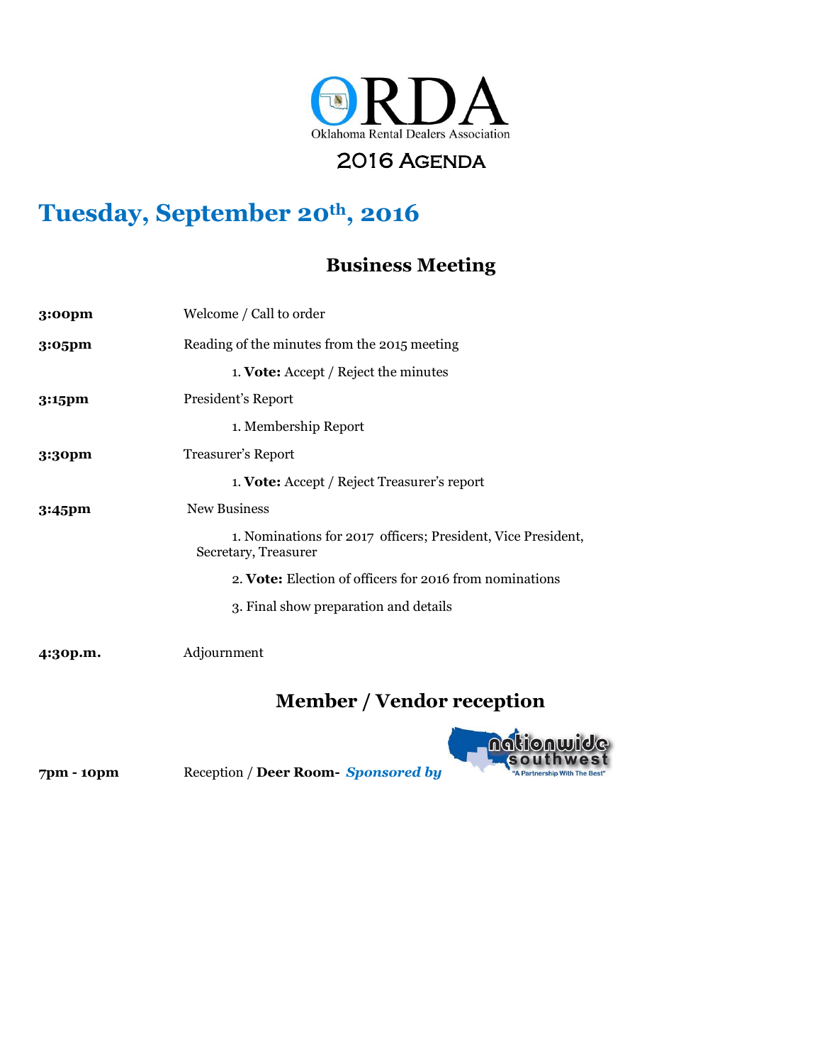# ORDA

Oklahoma Rental Dealers Association

## 2016 Agenda

## Tuesday, September 20th, 2016

### Business Meeting

| | |
|---|---|
| **3:00pm** | Welcome / Call to order |
| **3:05pm** | Reading of the minutes from the 2015 meeting |
| | 1. **Vote:** Accept / Reject the minutes |
| **3:15pm** | President's Report |
| | 1. Membership Report |
| **3:30pm** | Treasurer's Report |
| | 1. **Vote:** Accept / Reject Treasurer's report |
| **3:45pm** | New Business |
| | 1. Nominations for 2017 officers; President, Vice President, Secretary, Treasurer |
| | 2. **Vote:** Election of officers for 2016 from nominations |
| | 3. Final show preparation and details |
| **4:30p.m.** | Adjournment |

### Member / Vendor reception

**7pm - 10pm** Reception / **Deer Room**- ***Sponsored by*** nationwide southwest "A Partnership With The Best"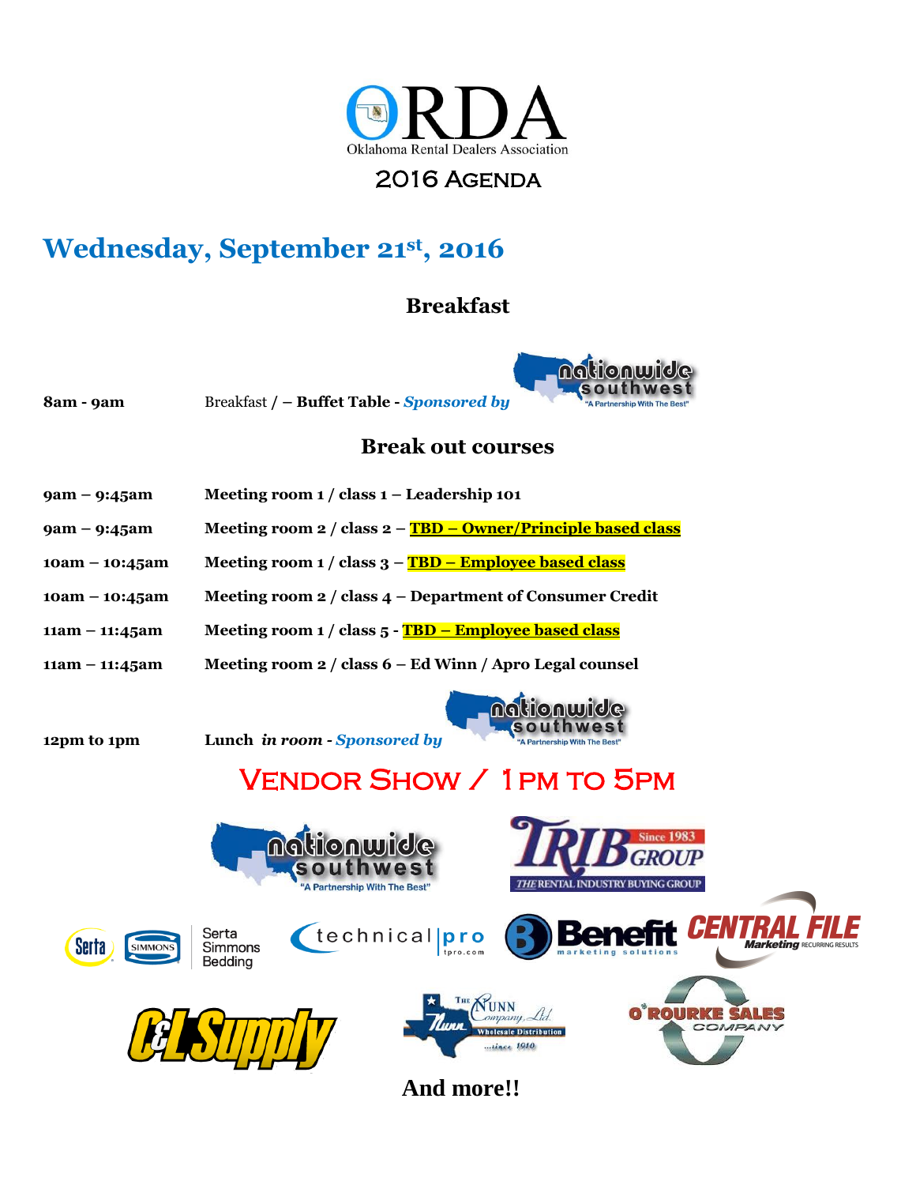ORDA

Oklahoma Rental Dealers Association

# 2016 Agenda

## Wednesday, September 21st, 2016

### Breakfast

**8am - 9am** Breakfast / – **Buffet Table** - ***Sponsored by***

### Break out courses

**9am – 9:45am** **Meeting room 1 / class 1 – Leadership 101**

**9am – 9:45am** **Meeting room 2 / class 2 – TBD – Owner/Principle based class**

**10am – 10:45am** **Meeting room 1 / class 3 – TBD – Employee based class**

**10am – 10:45am** **Meeting room 2 / class 4 – Department of Consumer Credit**

**11am – 11:45am** **Meeting room 1 / class 5 - TBD – Employee based class**

**11am – 11:45am** **Meeting room 2 / class 6 – Ed Winn / Apro Legal counsel**

**12pm to 1pm** **Lunch *in room*** - ***Sponsored by***

## Vendor Show / 1pm to 5pm

**And more!!**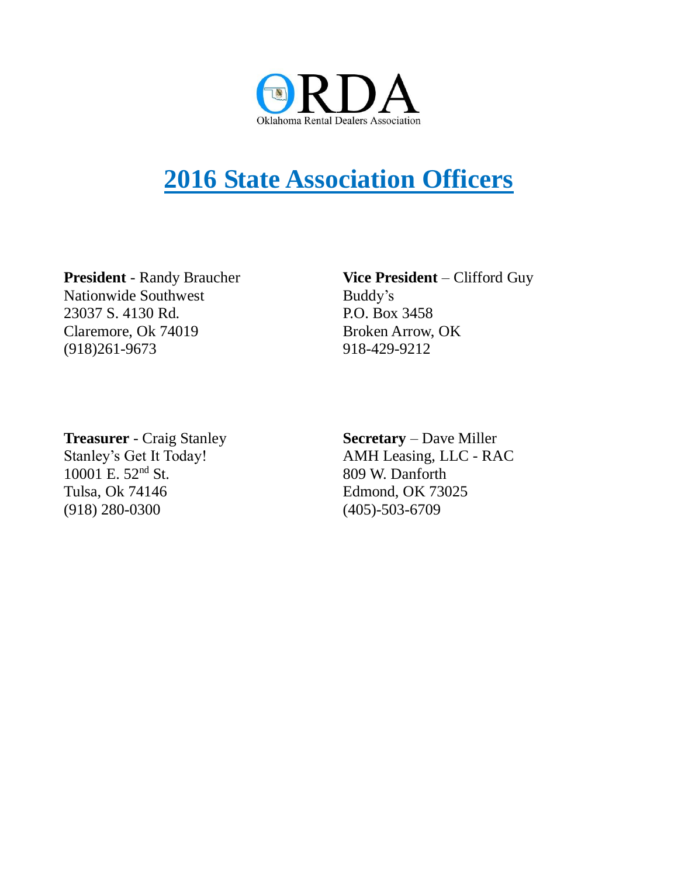ORDA

Oklahoma Rental Dealers Association

# 2016 State Association Officers

**President** - Randy Braucher
Nationwide Southwest
23037 S. 4130 Rd.
Claremore, Ok 74019
(918)261-9673

**Vice President** – Clifford Guy
Buddy's
P.O. Box 3458
Broken Arrow, OK
918-429-9212

**Treasurer** - Craig Stanley
Stanley's Get It Today!
10001 E. 52nd St.
Tulsa, Ok 74146
(918) 280-0300

**Secretary** – Dave Miller
AMH Leasing, LLC - RAC
809 W. Danforth
Edmond, OK 73025
(405)-503-6709